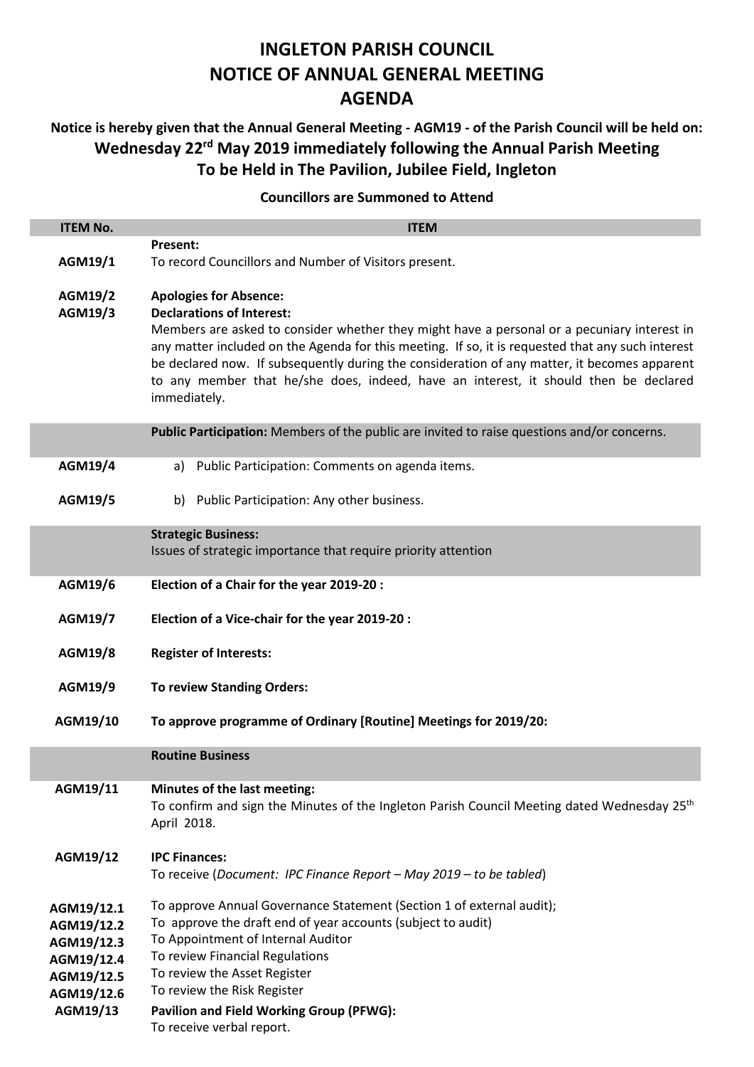# INGLETON PARISH COUNCIL
# NOTICE OF ANNUAL GENERAL MEETING
# AGENDA

**Notice is hereby given that the Annual General Meeting - AGM19 - of the Parish Council will be held on:**
**Wednesday 22rd May 2019 immediately following the Annual Parish Meeting**
**To be Held in The Pavilion, Jubilee Field, Ingleton**

**Councillors are Summoned to Attend**

| ITEM No. | ITEM |
|---|---|
| **AGM19/1** | **Present:** To record Councillors and Number of Visitors present. |
| **AGM19/2** | **Apologies for Absence:** |
| **AGM19/3** | **Declarations of Interest:** Members are asked to consider whether they might have a personal or a pecuniary interest in any matter included on the Agenda for this meeting. If so, it is requested that any such interest be declared now. If subsequently during the consideration of any matter, it becomes apparent to any member that he/she does, indeed, have an interest, it should then be declared immediately. |
| | **Public Participation:** Members of the public are invited to raise questions and/or concerns. |
| **AGM19/4** | a) Public Participation: Comments on agenda items. |
| **AGM19/5** | b) Public Participation: Any other business. |
| | **Strategic Business:** Issues of strategic importance that require priority attention |
| **AGM19/6** | **Election of a Chair for the year 2019-20 :** |
| **AGM19/7** | **Election of a Vice-chair for the year 2019-20 :** |
| **AGM19/8** | **Register of Interests:** |
| **AGM19/9** | **To review Standing Orders:** |
| **AGM19/10** | **To approve programme of Ordinary [Routine] Meetings for 2019/20:** |
| | **Routine Business** |
| **AGM19/11** | **Minutes of the last meeting:** To confirm and sign the Minutes of the Ingleton Parish Council Meeting dated Wednesday 25th April 2018. |
| **AGM19/12** | **IPC Finances:** To receive (*Document: IPC Finance Report – May 2019 – to be tabled*) |
| **AGM19/12.1** | To approve Annual Governance Statement (Section 1 of external audit); |
| **AGM19/12.2** | To approve the draft end of year accounts (subject to audit) |
| **AGM19/12.3** | To Appointment of Internal Auditor |
| **AGM19/12.4** | To review Financial Regulations |
| **AGM19/12.5** | To review the Asset Register |
| **AGM19/12.6** | To review the Risk Register |
| **AGM19/13** | **Pavilion and Field Working Group (PFWG):** To receive verbal report. |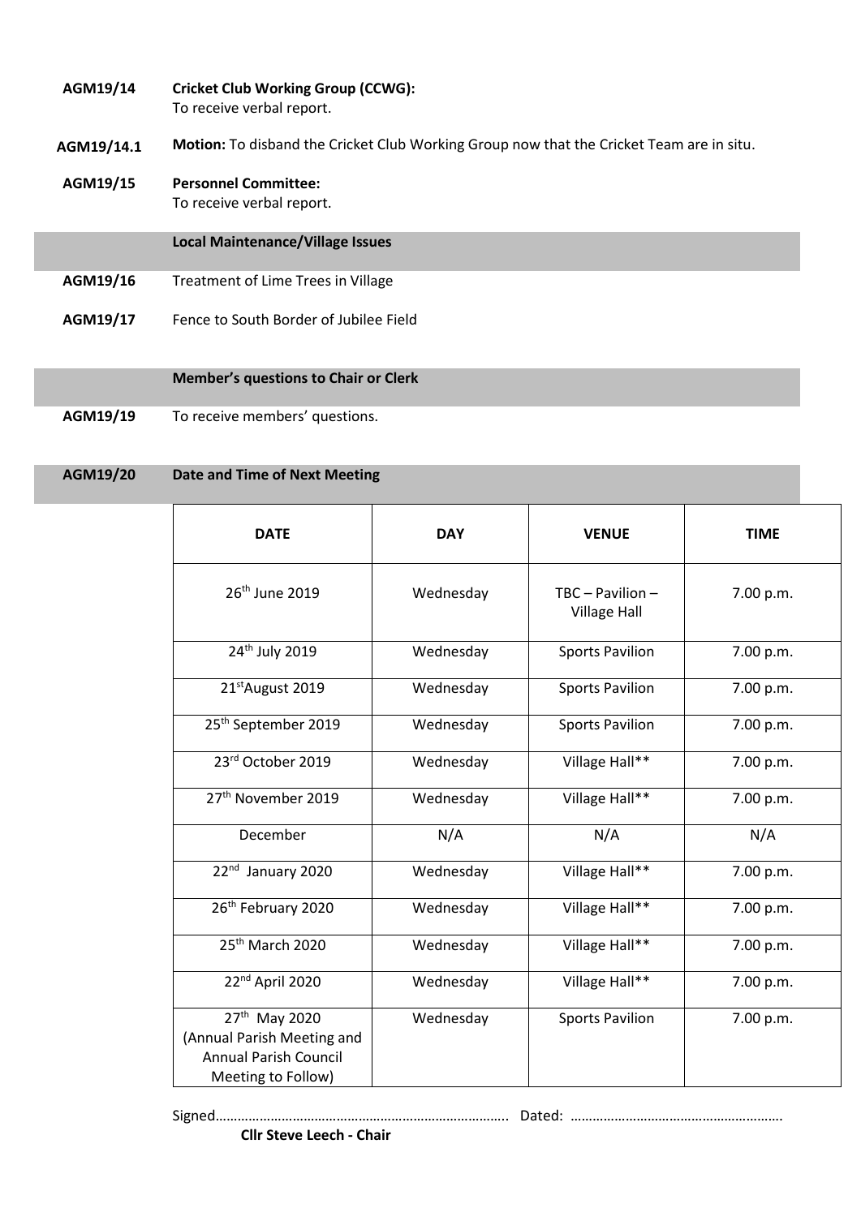**AGM19/14** **Cricket Club Working Group (CCWG):**
To receive verbal report.

**AGM19/14.1** **Motion:** To disband the Cricket Club Working Group now that the Cricket Team are in situ.

**AGM19/15** **Personnel Committee:**
To receive verbal report.

**Local Maintenance/Village Issues**

**AGM19/16** Treatment of Lime Trees in Village

**AGM19/17** Fence to South Border of Jubilee Field

**Member's questions to Chair or Clerk**

**AGM19/19** To receive members' questions.

**AGM19/20** **Date and Time of Next Meeting**

| DATE | DAY | VENUE | TIME |
|---|---|---|---|
| 26th June 2019 | Wednesday | TBC – Pavilion – Village Hall | 7.00 p.m. |
| 24th July 2019 | Wednesday | Sports Pavilion | 7.00 p.m. |
| 21st August 2019 | Wednesday | Sports Pavilion | 7.00 p.m. |
| 25th September 2019 | Wednesday | Sports Pavilion | 7.00 p.m. |
| 23rd October 2019 | Wednesday | Village Hall** | 7.00 p.m. |
| 27th November 2019 | Wednesday | Village Hall** | 7.00 p.m. |
| December | N/A | N/A | N/A |
| 22nd January 2020 | Wednesday | Village Hall** | 7.00 p.m. |
| 26th February 2020 | Wednesday | Village Hall** | 7.00 p.m. |
| 25th March 2020 | Wednesday | Village Hall** | 7.00 p.m. |
| 22nd April 2020 | Wednesday | Village Hall** | 7.00 p.m. |
| 27th May 2020 (Annual Parish Meeting and Annual Parish Council Meeting to Follow) | Wednesday | Sports Pavilion | 7.00 p.m. |

Signed……………………………………………………………………….. Dated: …………………………………………………

**Cllr Steve Leech - Chair**